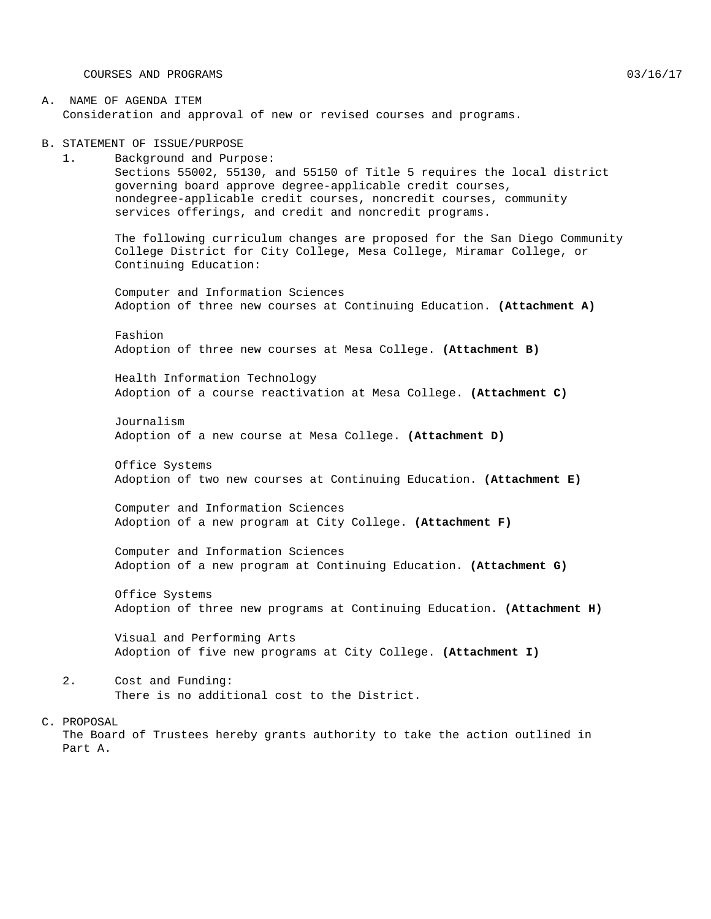COURSES AND PROGRAMS 03/16/17

A. NAME OF AGENDA ITEM

Consideration and approval of new or revised courses and programs.

B. STATEMENT OF ISSUE/PURPOSE

1. Background and Purpose:

   Sections 55002, 55130, and 55150 of Title 5 requires the local district governing board approve degree-applicable credit courses, nondegree-applicable credit courses, noncredit courses, community services offerings, and credit and noncredit programs.

   The following curriculum changes are proposed for the San Diego Community College District for City College, Mesa College, Miramar College, or Continuing Education:

   Computer and Information Sciences
   Adoption of three new courses at Continuing Education. **(Attachment A)**

   Fashion
   Adoption of three new courses at Mesa College. **(Attachment B)**

   Health Information Technology
   Adoption of a course reactivation at Mesa College. **(Attachment C)**

   Journalism
   Adoption of a new course at Mesa College. **(Attachment D)**

   Office Systems
   Adoption of two new courses at Continuing Education. **(Attachment E)**

   Computer and Information Sciences
   Adoption of a new program at City College. **(Attachment F)**

   Computer and Information Sciences
   Adoption of a new program at Continuing Education. **(Attachment G)**

   Office Systems
   Adoption of three new programs at Continuing Education. **(Attachment H)**

   Visual and Performing Arts
   Adoption of five new programs at City College. **(Attachment I)**

2. Cost and Funding:

   There is no additional cost to the District.

C. PROPOSAL

The Board of Trustees hereby grants authority to take the action outlined in Part A.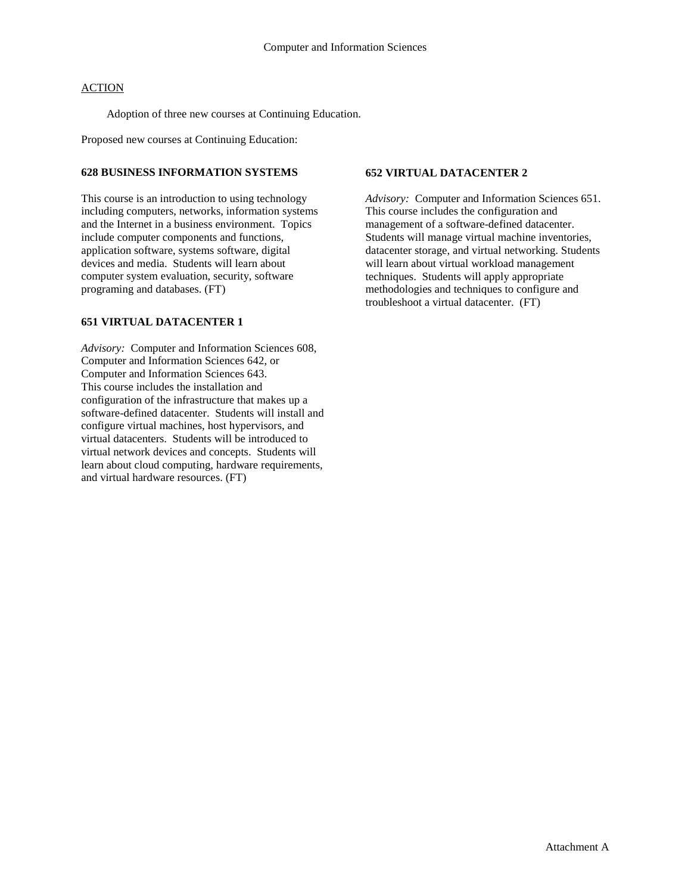Computer and Information Sciences

ACTION

Adoption of three new courses at Continuing Education.

Proposed new courses at Continuing Education:

**628 BUSINESS INFORMATION SYSTEMS**

This course is an introduction to using technology including computers, networks, information systems and the Internet in a business environment. Topics include computer components and functions, application software, systems software, digital devices and media. Students will learn about computer system evaluation, security, software programing and databases. (FT)

**651 VIRTUAL DATACENTER 1**

*Advisory:* Computer and Information Sciences 608, Computer and Information Sciences 642, or Computer and Information Sciences 643.
This course includes the installation and configuration of the infrastructure that makes up a software-defined datacenter. Students will install and configure virtual machines, host hypervisors, and virtual datacenters. Students will be introduced to virtual network devices and concepts. Students will learn about cloud computing, hardware requirements, and virtual hardware resources. (FT)

**652 VIRTUAL DATACENTER 2**

*Advisory:* Computer and Information Sciences 651.
This course includes the configuration and management of a software-defined datacenter. Students will manage virtual machine inventories, datacenter storage, and virtual networking. Students will learn about virtual workload management techniques. Students will apply appropriate methodologies and techniques to configure and troubleshoot a virtual datacenter. (FT)

Attachment A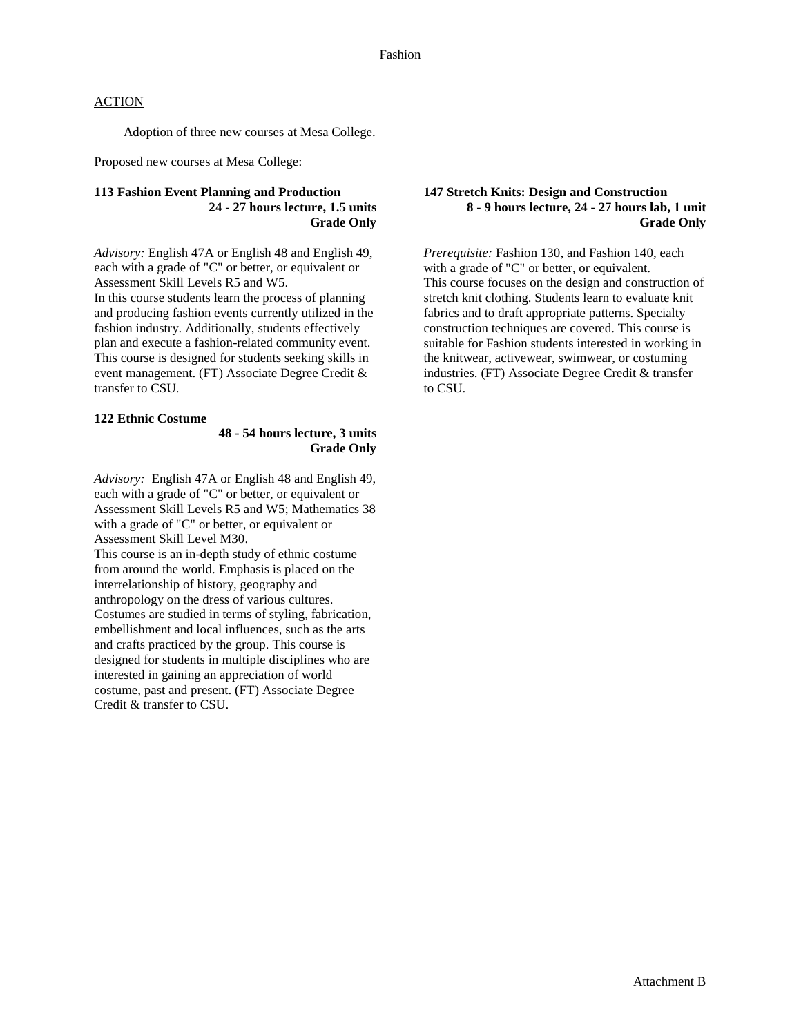# Fashion

ACTION

Adoption of three new courses at Mesa College.

Proposed new courses at Mesa College:

**113 Fashion Event Planning and Production**
**24 - 27 hours lecture, 1.5 units**
**Grade Only**

*Advisory:* English 47A or English 48 and English 49, each with a grade of "C" or better, or equivalent or Assessment Skill Levels R5 and W5.
In this course students learn the process of planning and producing fashion events currently utilized in the fashion industry. Additionally, students effectively plan and execute a fashion-related community event. This course is designed for students seeking skills in event management. (FT) Associate Degree Credit & transfer to CSU.

**122 Ethnic Costume**
**48 - 54 hours lecture, 3 units**
**Grade Only**

*Advisory:* English 47A or English 48 and English 49, each with a grade of "C" or better, or equivalent or Assessment Skill Levels R5 and W5; Mathematics 38 with a grade of "C" or better, or equivalent or Assessment Skill Level M30.
This course is an in-depth study of ethnic costume from around the world. Emphasis is placed on the interrelationship of history, geography and anthropology on the dress of various cultures. Costumes are studied in terms of styling, fabrication, embellishment and local influences, such as the arts and crafts practiced by the group. This course is designed for students in multiple disciplines who are interested in gaining an appreciation of world costume, past and present. (FT) Associate Degree Credit & transfer to CSU.

**147 Stretch Knits: Design and Construction**
**8 - 9 hours lecture, 24 - 27 hours lab, 1 unit**
**Grade Only**

*Prerequisite:* Fashion 130, and Fashion 140, each with a grade of "C" or better, or equivalent.
This course focuses on the design and construction of stretch knit clothing. Students learn to evaluate knit fabrics and to draft appropriate patterns. Specialty construction techniques are covered. This course is suitable for Fashion students interested in working in the knitwear, activewear, swimwear, or costuming industries. (FT) Associate Degree Credit & transfer to CSU.

Attachment B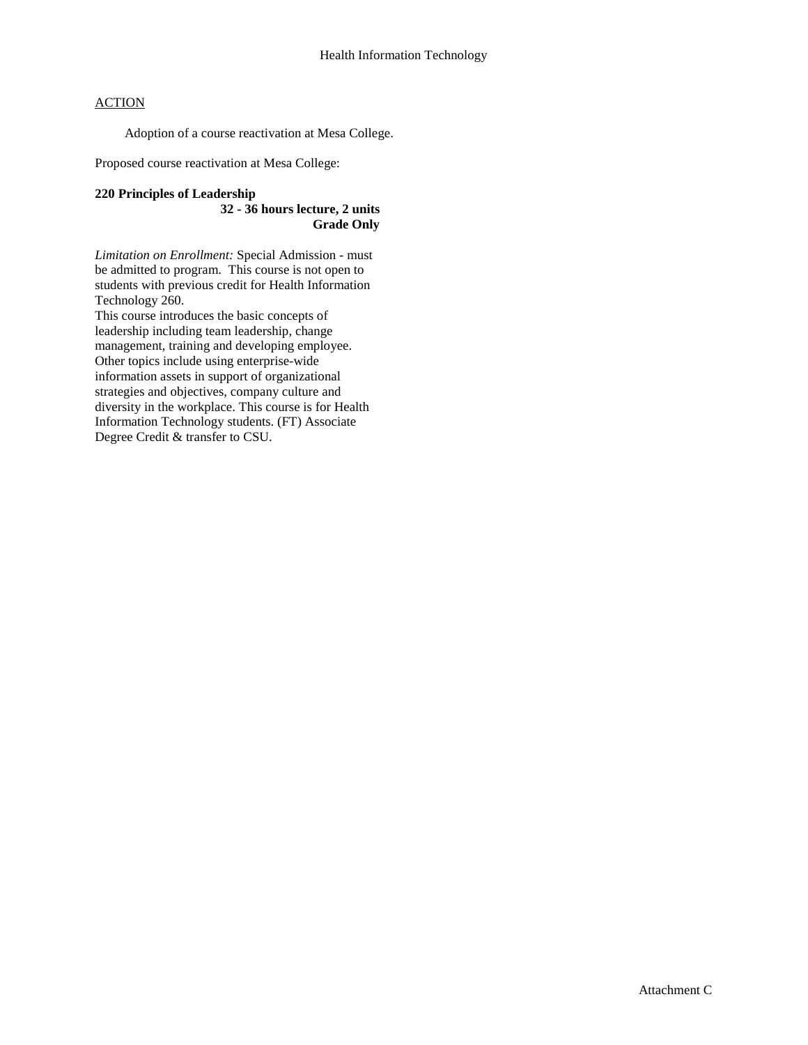## Health Information Technology

ACTION

Adoption of a course reactivation at Mesa College.

Proposed course reactivation at Mesa College:

**220 Principles of Leadership**
**32 - 36 hours lecture, 2 units**
**Grade Only**

*Limitation on Enrollment:* Special Admission - must be admitted to program. This course is not open to students with previous credit for Health Information Technology 260.
This course introduces the basic concepts of leadership including team leadership, change management, training and developing employee. Other topics include using enterprise-wide information assets in support of organizational strategies and objectives, company culture and diversity in the workplace. This course is for Health Information Technology students. (FT) Associate Degree Credit & transfer to CSU.

Attachment C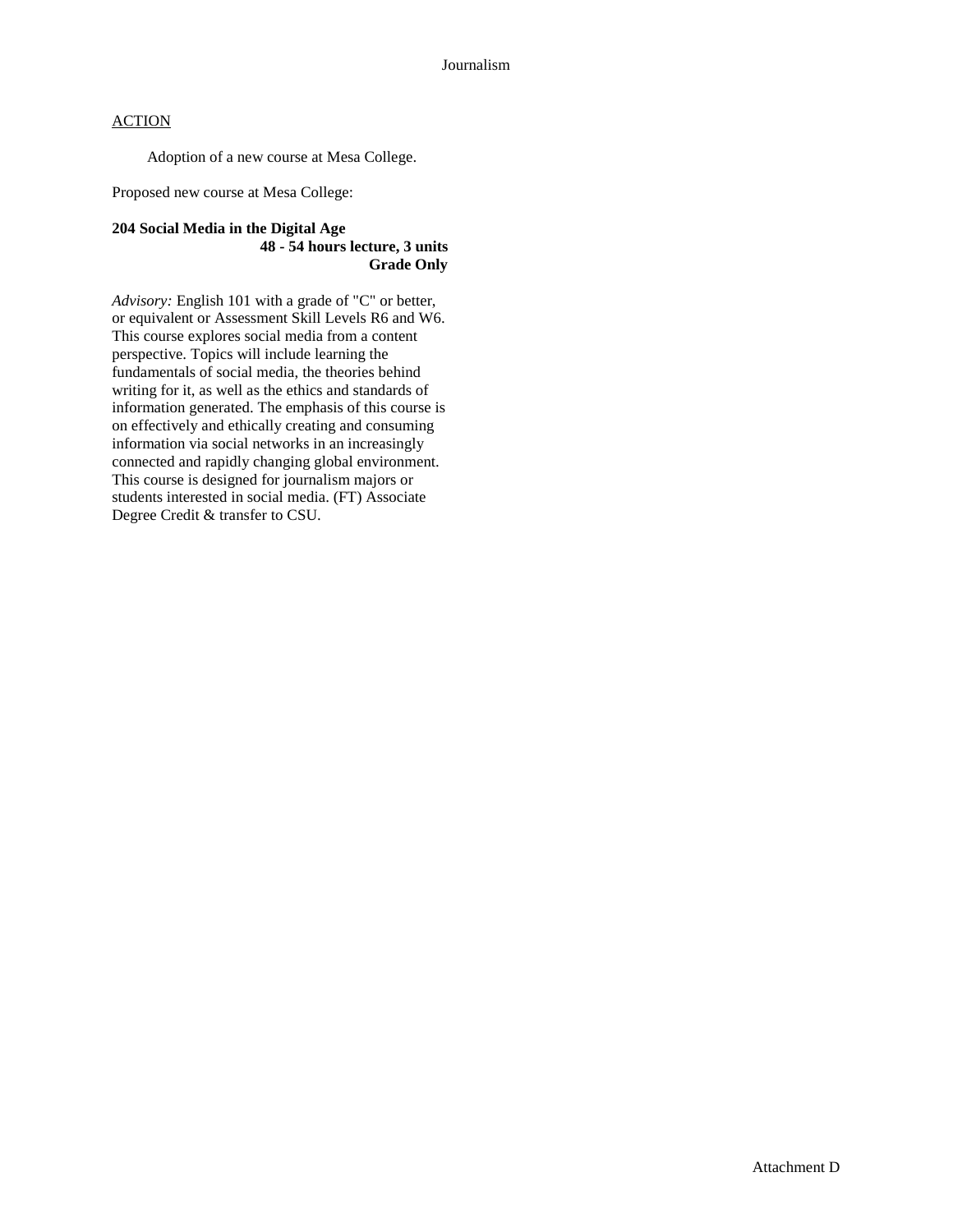Journalism

ACTION

Adoption of a new course at Mesa College.

Proposed new course at Mesa College:

**204 Social Media in the Digital Age**
**48 - 54 hours lecture, 3 units**
**Grade Only**

*Advisory:* English 101 with a grade of "C" or better, or equivalent or Assessment Skill Levels R6 and W6. This course explores social media from a content perspective. Topics will include learning the fundamentals of social media, the theories behind writing for it, as well as the ethics and standards of information generated. The emphasis of this course is on effectively and ethically creating and consuming information via social networks in an increasingly connected and rapidly changing global environment. This course is designed for journalism majors or students interested in social media. (FT) Associate Degree Credit & transfer to CSU.

Attachment D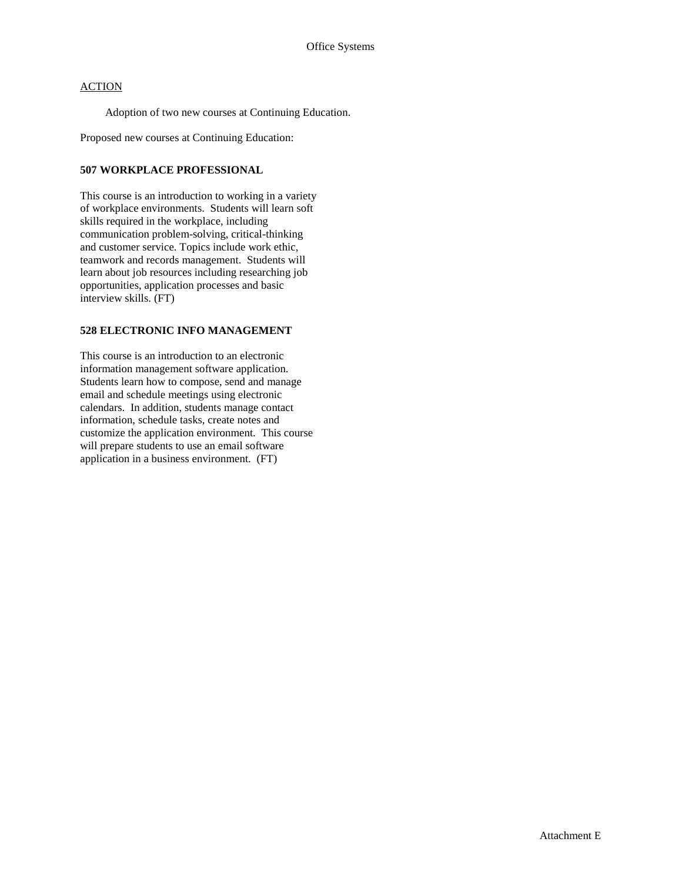Office Systems

ACTION

Adoption of two new courses at Continuing Education.

Proposed new courses at Continuing Education:

**507 WORKPLACE PROFESSIONAL**

This course is an introduction to working in a variety of workplace environments. Students will learn soft skills required in the workplace, including communication problem-solving, critical-thinking and customer service. Topics include work ethic, teamwork and records management. Students will learn about job resources including researching job opportunities, application processes and basic interview skills. (FT)

**528 ELECTRONIC INFO MANAGEMENT**

This course is an introduction to an electronic information management software application. Students learn how to compose, send and manage email and schedule meetings using electronic calendars. In addition, students manage contact information, schedule tasks, create notes and customize the application environment. This course will prepare students to use an email software application in a business environment. (FT)

Attachment E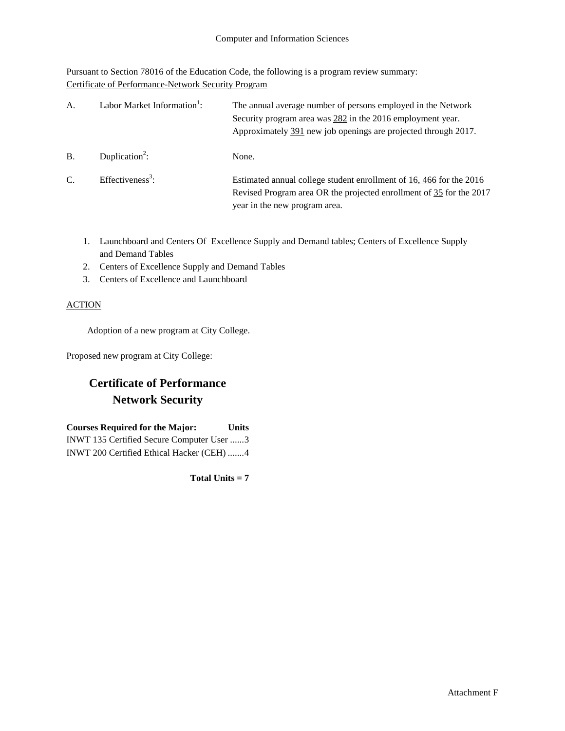Computer and Information Sciences

Pursuant to Section 78016 of the Education Code, the following is a program review summary:
Certificate of Performance-Network Security Program

A. Labor Market Information[1]: The annual average number of persons employed in the Network Security program area was 282 in the 2016 employment year. Approximately 391 new job openings are projected through 2017.

B. Duplication[2]: None.

C. Effectiveness[3]: Estimated annual college student enrollment of 16, 466 for the 2016 Revised Program area OR the projected enrollment of 35 for the 2017 year in the new program area.

1. Launchboard and Centers Of Excellence Supply and Demand tables; Centers of Excellence Supply and Demand Tables
2. Centers of Excellence Supply and Demand Tables
3. Centers of Excellence and Launchboard

ACTION

Adoption of a new program at City College.

Proposed new program at City College:

## Certificate of Performance
## Network Security

**Courses Required for the Major: Units**
INWT 135 Certified Secure Computer User ......3
INWT 200 Certified Ethical Hacker (CEH) .......4

**Total Units = 7**

Attachment F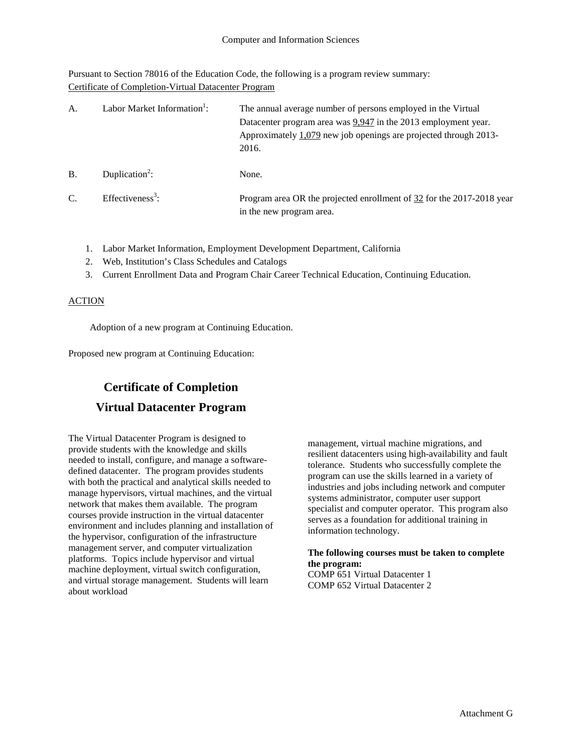Computer and Information Sciences

Pursuant to Section 78016 of the Education Code, the following is a program review summary:
Certificate of Completion-Virtual Datacenter Program

A. Labor Market Information[1]: The annual average number of persons employed in the Virtual Datacenter program area was 9,947 in the 2013 employment year. Approximately 1,079 new job openings are projected through 2013-2016.

B. Duplication[2]: None.

C. Effectiveness[3]: Program area OR the projected enrollment of 32 for the 2017-2018 year in the new program area.

1. Labor Market Information, Employment Development Department, California
2. Web, Institution's Class Schedules and Catalogs
3. Current Enrollment Data and Program Chair Career Technical Education, Continuing Education.

ACTION

Adoption of a new program at Continuing Education.

Proposed new program at Continuing Education:

## Certificate of Completion
## Virtual Datacenter Program

The Virtual Datacenter Program is designed to provide students with the knowledge and skills needed to install, configure, and manage a software-defined datacenter. The program provides students with both the practical and analytical skills needed to manage hypervisors, virtual machines, and the virtual network that makes them available. The program courses provide instruction in the virtual datacenter environment and includes planning and installation of the hypervisor, configuration of the infrastructure management server, and computer virtualization platforms. Topics include hypervisor and virtual machine deployment, virtual switch configuration, and virtual storage management. Students will learn about workload management, virtual machine migrations, and resilient datacenters using high-availability and fault tolerance. Students who successfully complete the program can use the skills learned in a variety of industries and jobs including network and computer systems administrator, computer user support specialist and computer operator. This program also serves as a foundation for additional training in information technology.

**The following courses must be taken to complete the program:**
COMP 651 Virtual Datacenter 1
COMP 652 Virtual Datacenter 2

Attachment G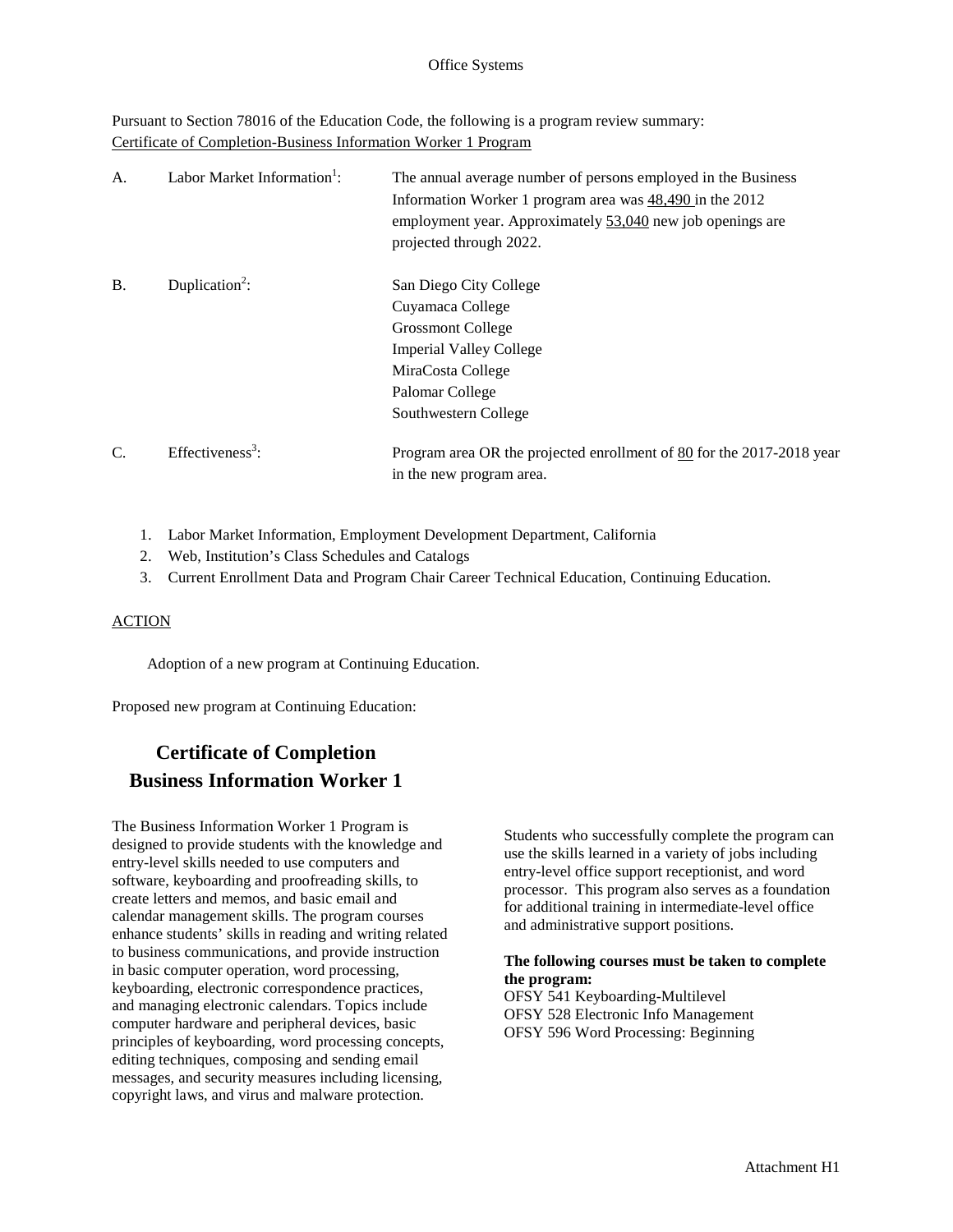Office Systems

Pursuant to Section 78016 of the Education Code, the following is a program review summary:
Certificate of Completion-Business Information Worker 1 Program

| | | |
|---|---|---|
| A. | Labor Market Information[1]: | The annual average number of persons employed in the Business Information Worker 1 program area was 48,490 in the 2012 employment year. Approximately 53,040 new job openings are projected through 2022. |
| B. | Duplication[2]: | San Diego City College<br>Cuyamaca College<br>Grossmont College<br>Imperial Valley College<br>MiraCosta College<br>Palomar College<br>Southwestern College |
| C. | Effectiveness[3]: | Program area OR the projected enrollment of 80 for the 2017-2018 year in the new program area. |

1. Labor Market Information, Employment Development Department, California
2. Web, Institution's Class Schedules and Catalogs
3. Current Enrollment Data and Program Chair Career Technical Education, Continuing Education.

ACTION

Adoption of a new program at Continuing Education.

Proposed new program at Continuing Education:

## Certificate of Completion Business Information Worker 1

The Business Information Worker 1 Program is designed to provide students with the knowledge and entry-level skills needed to use computers and software, keyboarding and proofreading skills, to create letters and memos, and basic email and calendar management skills. The program courses enhance students' skills in reading and writing related to business communications, and provide instruction in basic computer operation, word processing, keyboarding, electronic correspondence practices, and managing electronic calendars. Topics include computer hardware and peripheral devices, basic principles of keyboarding, word processing concepts, editing techniques, composing and sending email messages, and security measures including licensing, copyright laws, and virus and malware protection.

Students who successfully complete the program can use the skills learned in a variety of jobs including entry-level office support receptionist, and word processor. This program also serves as a foundation for additional training in intermediate-level office and administrative support positions.

**The following courses must be taken to complete the program:**

OFSY 541 Keyboarding-Multilevel
OFSY 528 Electronic Info Management
OFSY 596 Word Processing: Beginning

Attachment H1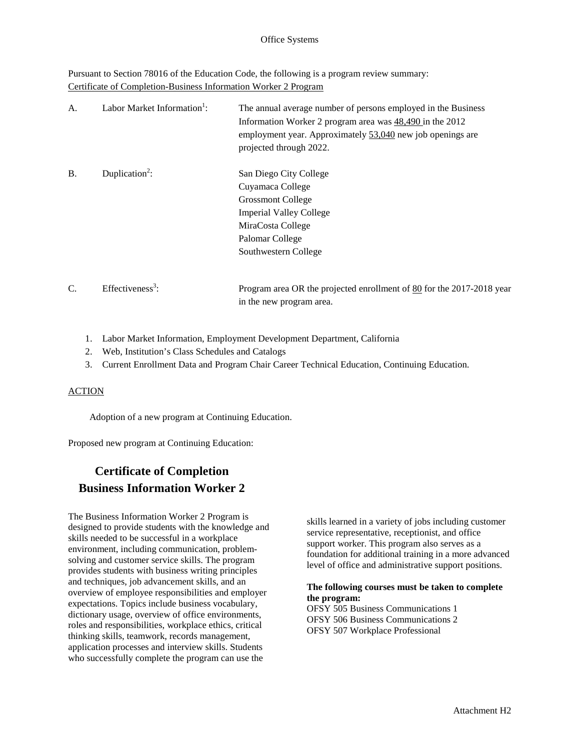Office Systems

Pursuant to Section 78016 of the Education Code, the following is a program review summary:
Certificate of Completion-Business Information Worker 2 Program

A. Labor Market Information[1]: The annual average number of persons employed in the Business Information Worker 2 program area was 48,490 in the 2012 employment year. Approximately 53,040 new job openings are projected through 2022.

B. Duplication[2]:
San Diego City College
Cuyamaca College
Grossmont College
Imperial Valley College
MiraCosta College
Palomar College
Southwestern College

C. Effectiveness[3]: Program area OR the projected enrollment of 80 for the 2017-2018 year in the new program area.

1. Labor Market Information, Employment Development Department, California
2. Web, Institution's Class Schedules and Catalogs
3. Current Enrollment Data and Program Chair Career Technical Education, Continuing Education.

ACTION

Adoption of a new program at Continuing Education.

Proposed new program at Continuing Education:

# Certificate of Completion
# Business Information Worker 2

The Business Information Worker 2 Program is designed to provide students with the knowledge and skills needed to be successful in a workplace environment, including communication, problem-solving and customer service skills. The program provides students with business writing principles and techniques, job advancement skills, and an overview of employee responsibilities and employer expectations. Topics include business vocabulary, dictionary usage, overview of office environments, roles and responsibilities, workplace ethics, critical thinking skills, teamwork, records management, application processes and interview skills. Students who successfully complete the program can use the skills learned in a variety of jobs including customer service representative, receptionist, and office support worker. This program also serves as a foundation for additional training in a more advanced level of office and administrative support positions.

**The following courses must be taken to complete the program:**
OFSY 505 Business Communications 1
OFSY 506 Business Communications 2
OFSY 507 Workplace Professional

Attachment H2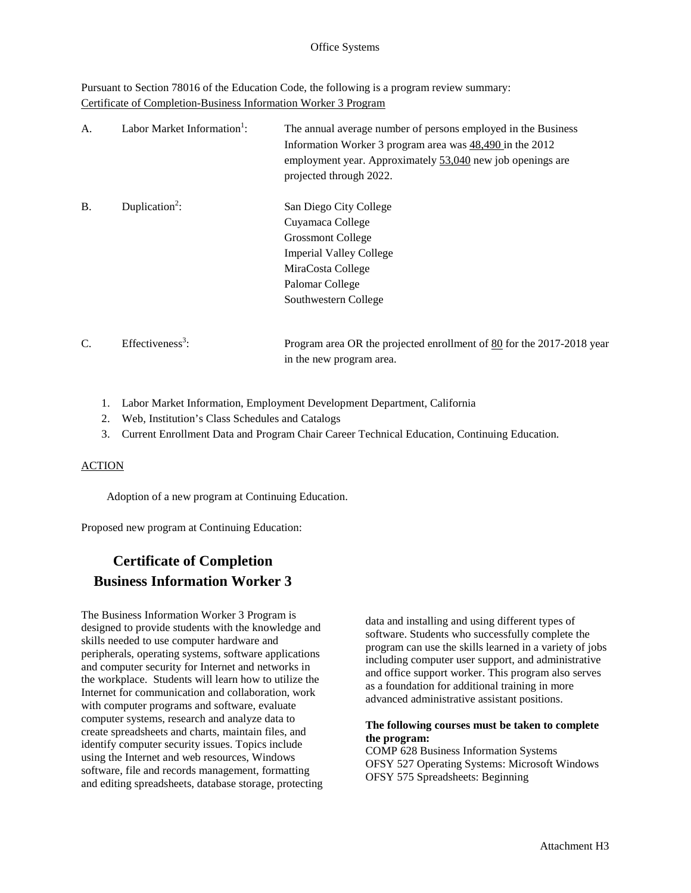Office Systems

Pursuant to Section 78016 of the Education Code, the following is a program review summary:
Certificate of Completion-Business Information Worker 3 Program

A. Labor Market Information[1]: The annual average number of persons employed in the Business Information Worker 3 program area was 48,490 in the 2012 employment year. Approximately 53,040 new job openings are projected through 2022.

B. Duplication[2]:
San Diego City College
Cuyamaca College
Grossmont College
Imperial Valley College
MiraCosta College
Palomar College
Southwestern College

C. Effectiveness[3]: Program area OR the projected enrollment of 80 for the 2017-2018 year in the new program area.

1. Labor Market Information, Employment Development Department, California
2. Web, Institution's Class Schedules and Catalogs
3. Current Enrollment Data and Program Chair Career Technical Education, Continuing Education.

ACTION

Adoption of a new program at Continuing Education.

Proposed new program at Continuing Education:

## Certificate of Completion
## Business Information Worker 3

The Business Information Worker 3 Program is designed to provide students with the knowledge and skills needed to use computer hardware and peripherals, operating systems, software applications and computer security for Internet and networks in the workplace. Students will learn how to utilize the Internet for communication and collaboration, work with computer programs and software, evaluate computer systems, research and analyze data to create spreadsheets and charts, maintain files, and identify computer security issues. Topics include using the Internet and web resources, Windows software, file and records management, formatting and editing spreadsheets, database storage, protecting data and installing and using different types of software. Students who successfully complete the program can use the skills learned in a variety of jobs including computer user support, and administrative and office support worker. This program also serves as a foundation for additional training in more advanced administrative assistant positions.

**The following courses must be taken to complete the program:**
COMP 628 Business Information Systems
OFSY 527 Operating Systems: Microsoft Windows
OFSY 575 Spreadsheets: Beginning

Attachment H3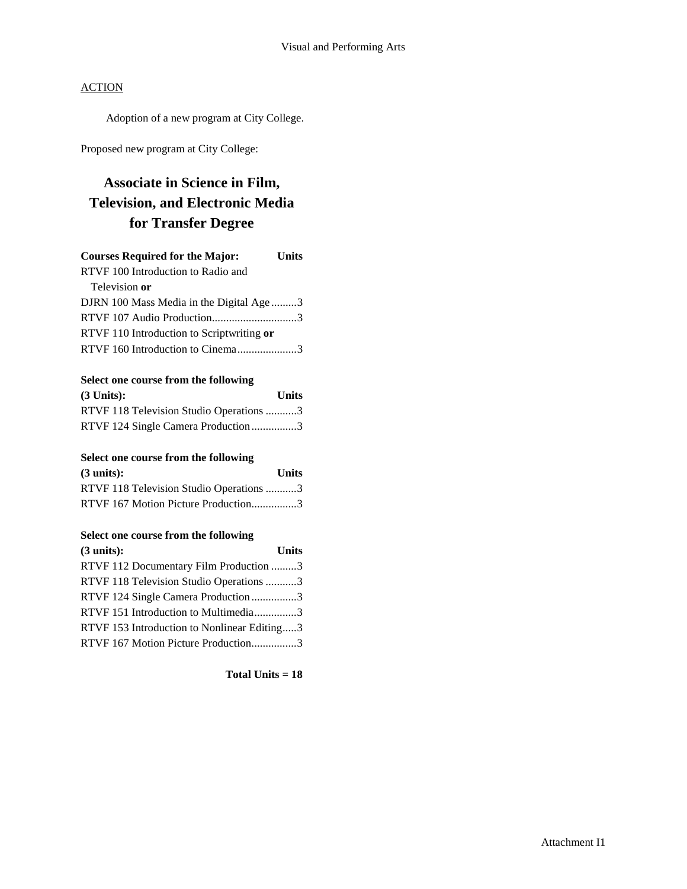ACTION

Adoption of a new program at City College.

Proposed new program at City College:

# Associate in Science in Film, Television, and Electronic Media for Transfer Degree

| Courses Required for the Major: | Units |
|---|---|
| RTVF 100 Introduction to Radio and Television **or** DJRN 100 Mass Media in the Digital Age | 3 |
| RTVF 107 Audio Production | 3 |
| RTVF 110 Introduction to Scriptwriting **or** RTVF 160 Introduction to Cinema | 3 |

| Select one course from the following (3 Units): | Units |
|---|---|
| RTVF 118 Television Studio Operations | 3 |
| RTVF 124 Single Camera Production | 3 |

| Select one course from the following (3 units): | Units |
|---|---|
| RTVF 118 Television Studio Operations | 3 |
| RTVF 167 Motion Picture Production | 3 |

| Select one course from the following (3 units): | Units |
|---|---|
| RTVF 112 Documentary Film Production | 3 |
| RTVF 118 Television Studio Operations | 3 |
| RTVF 124 Single Camera Production | 3 |
| RTVF 151 Introduction to Multimedia | 3 |
| RTVF 153 Introduction to Nonlinear Editing | 3 |
| RTVF 167 Motion Picture Production | 3 |

**Total Units = 18**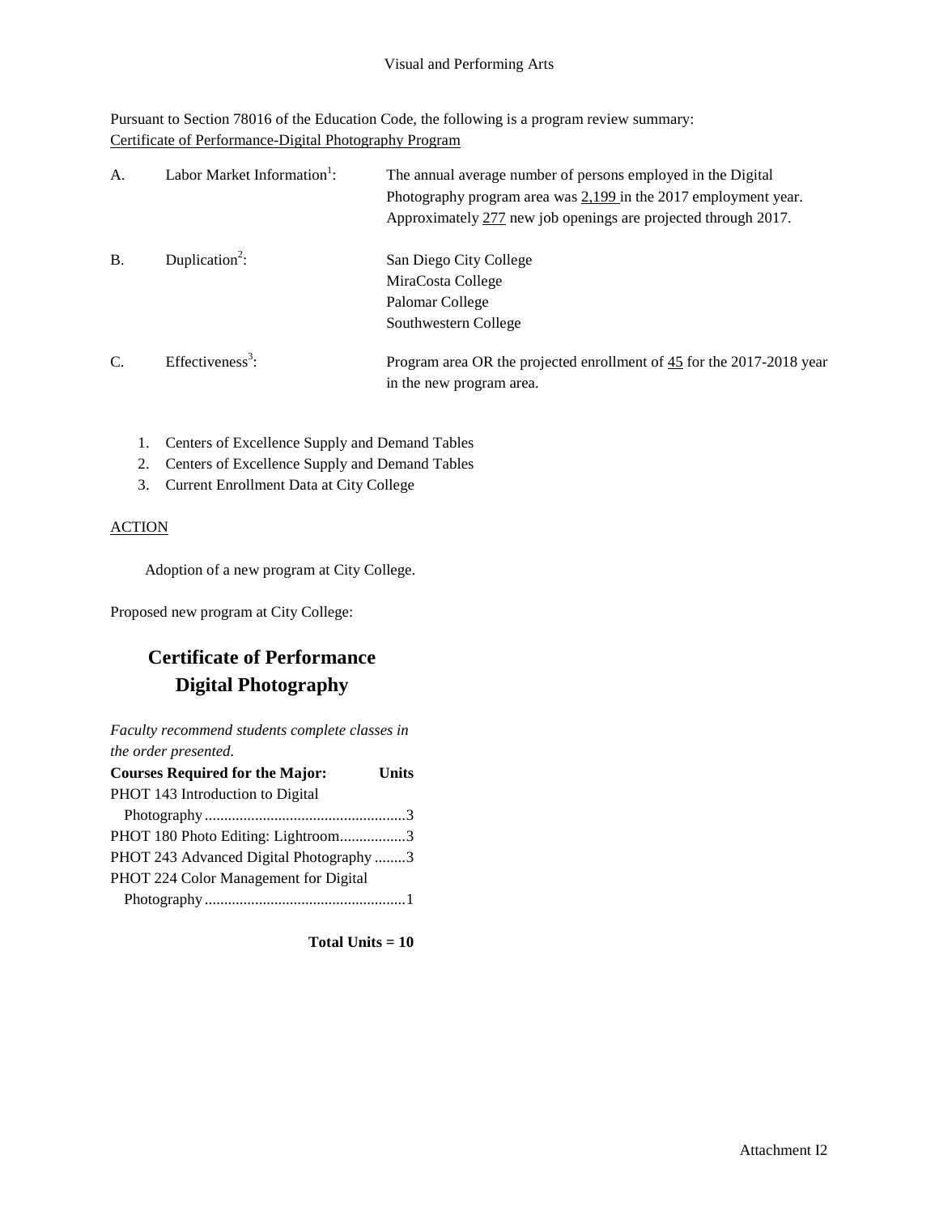Visual and Performing Arts

Pursuant to Section 78016 of the Education Code, the following is a program review summary:
Certificate of Performance-Digital Photography Program

A. Labor Market Information[1]: The annual average number of persons employed in the Digital Photography program area was 2,199 in the 2017 employment year. Approximately 277 new job openings are projected through 2017.

B. Duplication[2]: San Diego City College
MiraCosta College
Palomar College
Southwestern College

C. Effectiveness[3]: Program area OR the projected enrollment of 45 for the 2017-2018 year in the new program area.

1. Centers of Excellence Supply and Demand Tables
2. Centers of Excellence Supply and Demand Tables
3. Current Enrollment Data at City College

ACTION

Adoption of a new program at City College.

Proposed new program at City College:

## Certificate of Performance
## Digital Photography

*Faculty recommend students complete classes in the order presented.*

| Courses Required for the Major: | Units |
|---|---|
| PHOT 143 Introduction to Digital Photography | 3 |
| PHOT 180 Photo Editing: Lightroom | 3 |
| PHOT 243 Advanced Digital Photography | 3 |
| PHOT 224 Color Management for Digital Photography | 1 |

**Total Units = 10**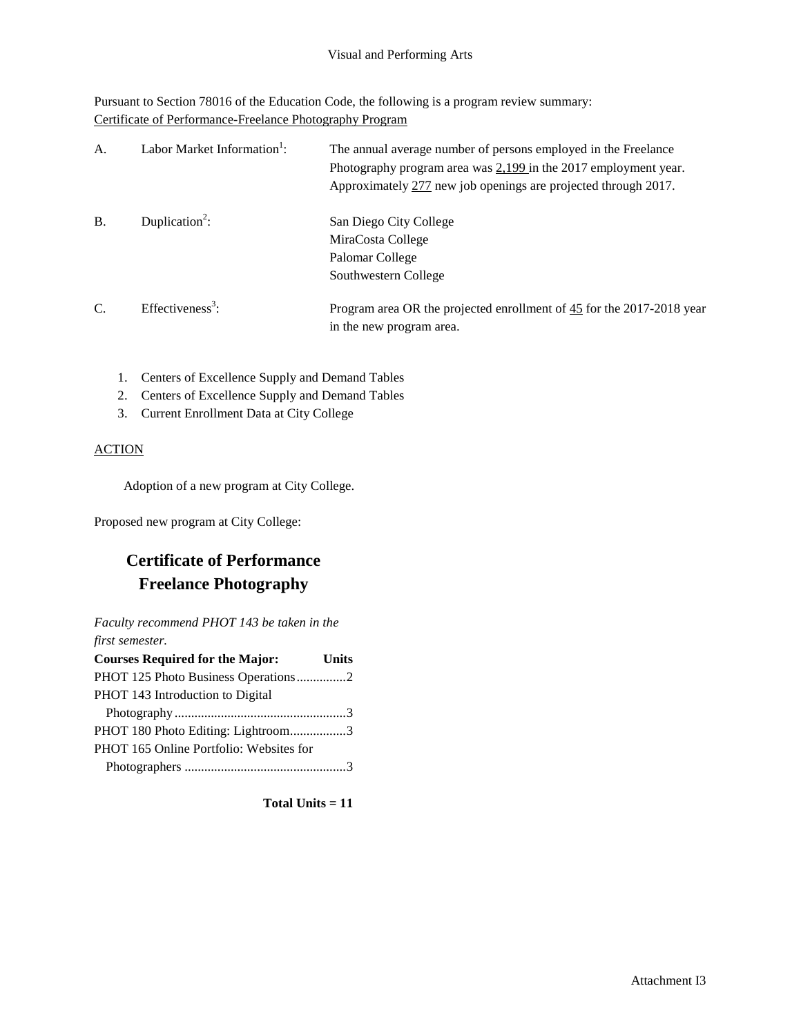Visual and Performing Arts

Pursuant to Section 78016 of the Education Code, the following is a program review summary:
Certificate of Performance-Freelance Photography Program

| | | |
|---|---|---|
| A. | Labor Market Information[1]: | The annual average number of persons employed in the Freelance Photography program area was 2,199 in the 2017 employment year. Approximately 277 new job openings are projected through 2017. |
| B. | Duplication[2]: | San Diego City College<br>MiraCosta College<br>Palomar College<br>Southwestern College |
| C. | Effectiveness[3]: | Program area OR the projected enrollment of 45 for the 2017-2018 year in the new program area. |

1. Centers of Excellence Supply and Demand Tables
2. Centers of Excellence Supply and Demand Tables
3. Current Enrollment Data at City College

ACTION

Adoption of a new program at City College.

Proposed new program at City College:

## Certificate of Performance
## Freelance Photography

*Faculty recommend PHOT 143 be taken in the first semester.*

| Courses Required for the Major: | Units |
|---|---|
| PHOT 125 Photo Business Operations | 2 |
| PHOT 143 Introduction to Digital Photography | 3 |
| PHOT 180 Photo Editing: Lightroom | 3 |
| PHOT 165 Online Portfolio: Websites for Photographers | 3 |

**Total Units = 11**

Attachment I3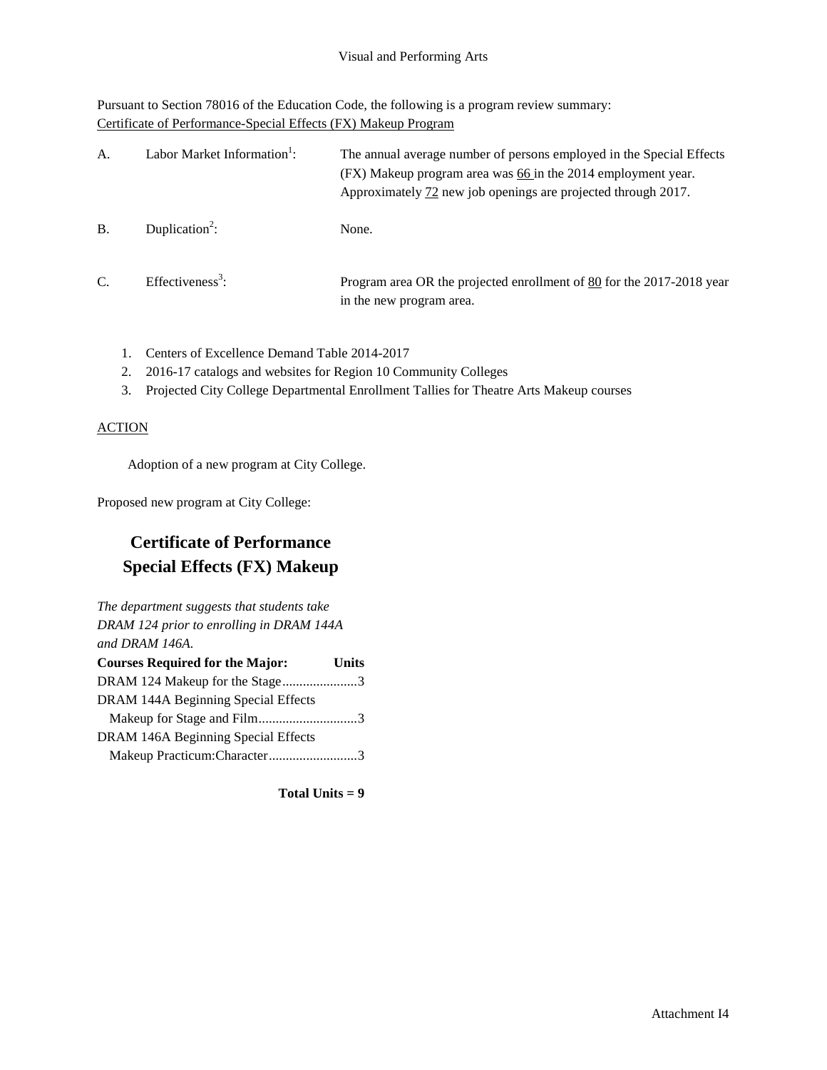Visual and Performing Arts

Pursuant to Section 78016 of the Education Code, the following is a program review summary:
Certificate of Performance-Special Effects (FX) Makeup Program

A. Labor Market Information[1]: The annual average number of persons employed in the Special Effects (FX) Makeup program area was 66 in the 2014 employment year. Approximately 72 new job openings are projected through 2017.

B. Duplication[2]: None.

C. Effectiveness[3]: Program area OR the projected enrollment of 80 for the 2017-2018 year in the new program area.

1. Centers of Excellence Demand Table 2014-2017
2. 2016-17 catalogs and websites for Region 10 Community Colleges
3. Projected City College Departmental Enrollment Tallies for Theatre Arts Makeup courses

ACTION

Adoption of a new program at City College.

Proposed new program at City College:

## Certificate of Performance Special Effects (FX) Makeup

*The department suggests that students take DRAM 124 prior to enrolling in DRAM 144A and DRAM 146A.*

| Courses Required for the Major: | Units |
|---|---|
| DRAM 124 Makeup for the Stage | 3 |
| DRAM 144A Beginning Special Effects Makeup for Stage and Film | 3 |
| DRAM 146A Beginning Special Effects Makeup Practicum:Character | 3 |

**Total Units = 9**

Attachment I4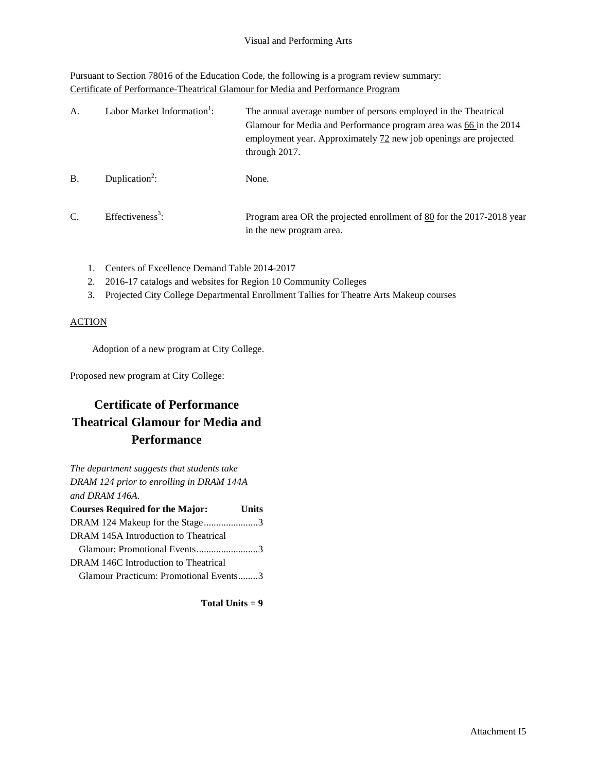Visual and Performing Arts

Pursuant to Section 78016 of the Education Code, the following is a program review summary:
Certificate of Performance-Theatrical Glamour for Media and Performance Program

| | | |
|---|---|---|
| A. | Labor Market Information[1]: | The annual average number of persons employed in the Theatrical Glamour for Media and Performance program area was 66 in the 2014 employment year. Approximately 72 new job openings are projected through 2017. |
| B. | Duplication[2]: | None. |
| C. | Effectiveness[3]: | Program area OR the projected enrollment of 80 for the 2017-2018 year in the new program area. |

1. Centers of Excellence Demand Table 2014-2017
2. 2016-17 catalogs and websites for Region 10 Community Colleges
3. Projected City College Departmental Enrollment Tallies for Theatre Arts Makeup courses

ACTION

Adoption of a new program at City College.

Proposed new program at City College:

## Certificate of Performance Theatrical Glamour for Media and Performance

*The department suggests that students take DRAM 124 prior to enrolling in DRAM 144A and DRAM 146A.*

| Courses Required for the Major: | Units |
|---|---|
| DRAM 124 Makeup for the Stage | 3 |
| DRAM 145A Introduction to Theatrical Glamour: Promotional Events | 3 |
| DRAM 146C Introduction to Theatrical Glamour Practicum: Promotional Events | 3 |

**Total Units = 9**

Attachment I5